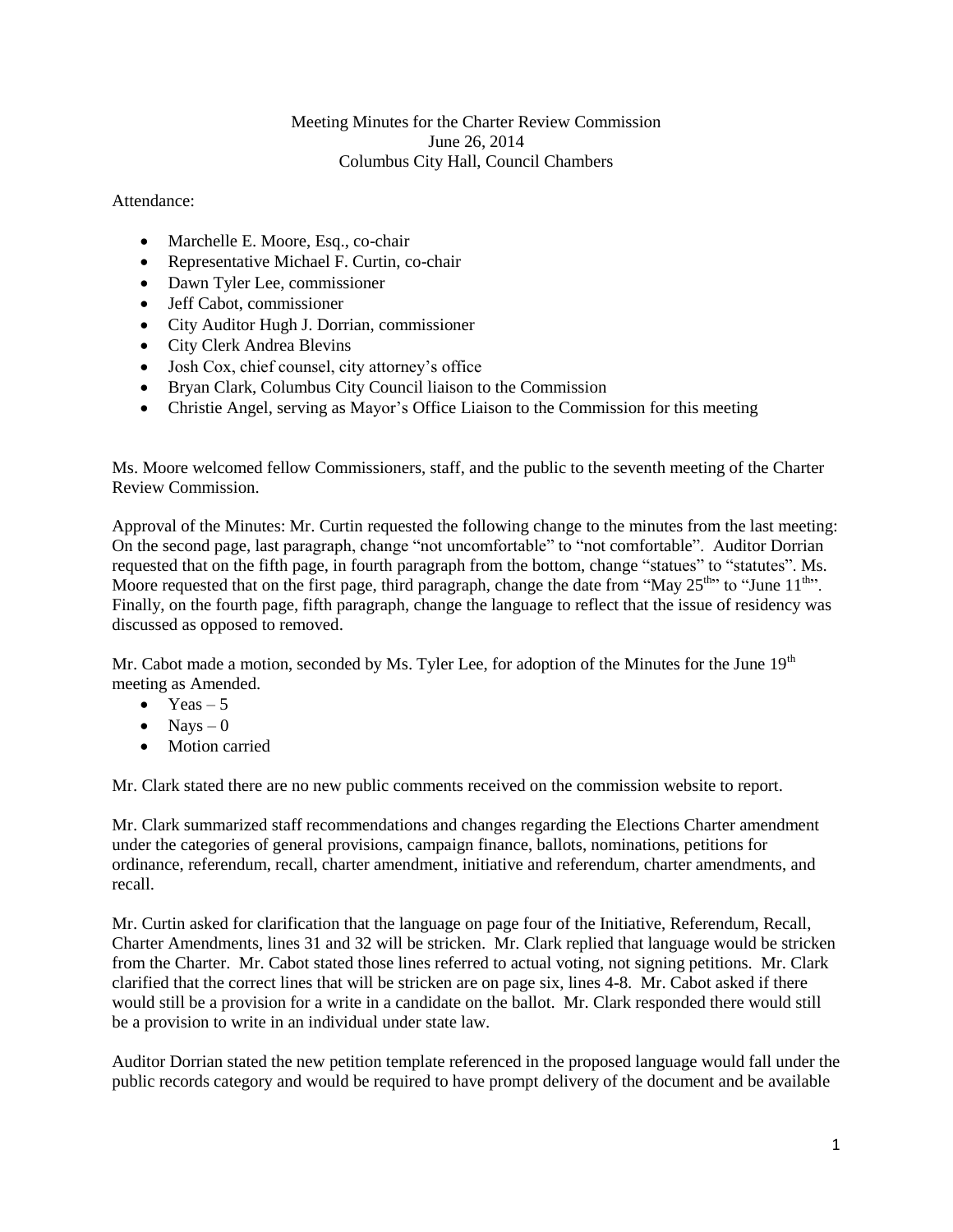Meeting Minutes for the Charter Review Commission
June 26, 2014
Columbus City Hall, Council Chambers

Attendance:

- Marchelle E. Moore, Esq., co-chair
- Representative Michael F. Curtin, co-chair
- Dawn Tyler Lee, commissioner
- Jeff Cabot, commissioner
- City Auditor Hugh J. Dorrian, commissioner
- City Clerk Andrea Blevins
- Josh Cox, chief counsel, city attorney's office
- Bryan Clark, Columbus City Council liaison to the Commission
- Christie Angel, serving as Mayor's Office Liaison to the Commission for this meeting

Ms. Moore welcomed fellow Commissioners, staff, and the public to the seventh meeting of the Charter Review Commission.

Approval of the Minutes: Mr. Curtin requested the following change to the minutes from the last meeting: On the second page, last paragraph, change "not uncomfortable" to "not comfortable". Auditor Dorrian requested that on the fifth page, in fourth paragraph from the bottom, change "statues" to "statutes". Ms. Moore requested that on the first page, third paragraph, change the date from "May 25th" to "June 11th". Finally, on the fourth page, fifth paragraph, change the language to reflect that the issue of residency was discussed as opposed to removed.

Mr. Cabot made a motion, seconded by Ms. Tyler Lee, for adoption of the Minutes for the June 19th meeting as Amended.

- Yeas – 5
- Nays – 0
- Motion carried

Mr. Clark stated there are no new public comments received on the commission website to report.

Mr. Clark summarized staff recommendations and changes regarding the Elections Charter amendment under the categories of general provisions, campaign finance, ballots, nominations, petitions for ordinance, referendum, recall, charter amendment, initiative and referendum, charter amendments, and recall.

Mr. Curtin asked for clarification that the language on page four of the Initiative, Referendum, Recall, Charter Amendments, lines 31 and 32 will be stricken. Mr. Clark replied that language would be stricken from the Charter. Mr. Cabot stated those lines referred to actual voting, not signing petitions. Mr. Clark clarified that the correct lines that will be stricken are on page six, lines 4-8. Mr. Cabot asked if there would still be a provision for a write in a candidate on the ballot. Mr. Clark responded there would still be a provision to write in an individual under state law.

Auditor Dorrian stated the new petition template referenced in the proposed language would fall under the public records category and would be required to have prompt delivery of the document and be available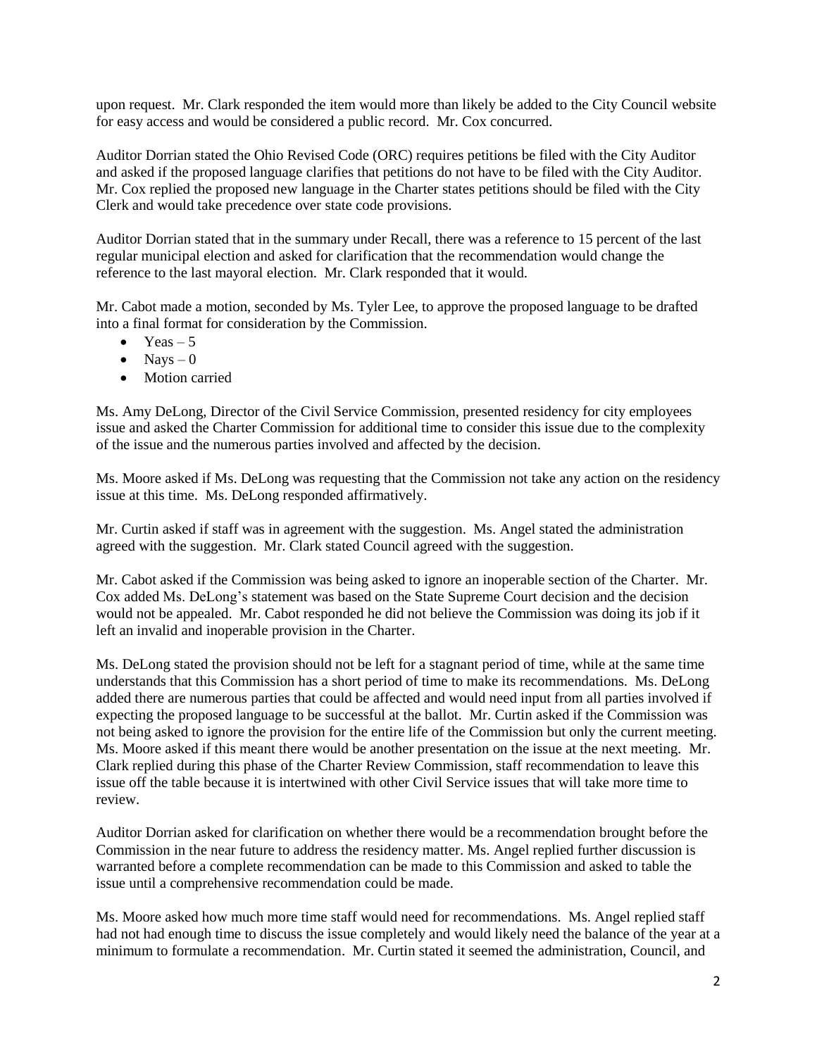upon request. Mr. Clark responded the item would more than likely be added to the City Council website for easy access and would be considered a public record. Mr. Cox concurred.

Auditor Dorrian stated the Ohio Revised Code (ORC) requires petitions be filed with the City Auditor and asked if the proposed language clarifies that petitions do not have to be filed with the City Auditor. Mr. Cox replied the proposed new language in the Charter states petitions should be filed with the City Clerk and would take precedence over state code provisions.

Auditor Dorrian stated that in the summary under Recall, there was a reference to 15 percent of the last regular municipal election and asked for clarification that the recommendation would change the reference to the last mayoral election. Mr. Clark responded that it would.

Mr. Cabot made a motion, seconded by Ms. Tyler Lee, to approve the proposed language to be drafted into a final format for consideration by the Commission.

- Yeas – 5
- Nays – 0
- Motion carried

Ms. Amy DeLong, Director of the Civil Service Commission, presented residency for city employees issue and asked the Charter Commission for additional time to consider this issue due to the complexity of the issue and the numerous parties involved and affected by the decision.

Ms. Moore asked if Ms. DeLong was requesting that the Commission not take any action on the residency issue at this time. Ms. DeLong responded affirmatively.

Mr. Curtin asked if staff was in agreement with the suggestion. Ms. Angel stated the administration agreed with the suggestion. Mr. Clark stated Council agreed with the suggestion.

Mr. Cabot asked if the Commission was being asked to ignore an inoperable section of the Charter. Mr. Cox added Ms. DeLong's statement was based on the State Supreme Court decision and the decision would not be appealed. Mr. Cabot responded he did not believe the Commission was doing its job if it left an invalid and inoperable provision in the Charter.

Ms. DeLong stated the provision should not be left for a stagnant period of time, while at the same time understands that this Commission has a short period of time to make its recommendations. Ms. DeLong added there are numerous parties that could be affected and would need input from all parties involved if expecting the proposed language to be successful at the ballot. Mr. Curtin asked if the Commission was not being asked to ignore the provision for the entire life of the Commission but only the current meeting. Ms. Moore asked if this meant there would be another presentation on the issue at the next meeting. Mr. Clark replied during this phase of the Charter Review Commission, staff recommendation to leave this issue off the table because it is intertwined with other Civil Service issues that will take more time to review.

Auditor Dorrian asked for clarification on whether there would be a recommendation brought before the Commission in the near future to address the residency matter. Ms. Angel replied further discussion is warranted before a complete recommendation can be made to this Commission and asked to table the issue until a comprehensive recommendation could be made.

Ms. Moore asked how much more time staff would need for recommendations. Ms. Angel replied staff had not had enough time to discuss the issue completely and would likely need the balance of the year at a minimum to formulate a recommendation. Mr. Curtin stated it seemed the administration, Council, and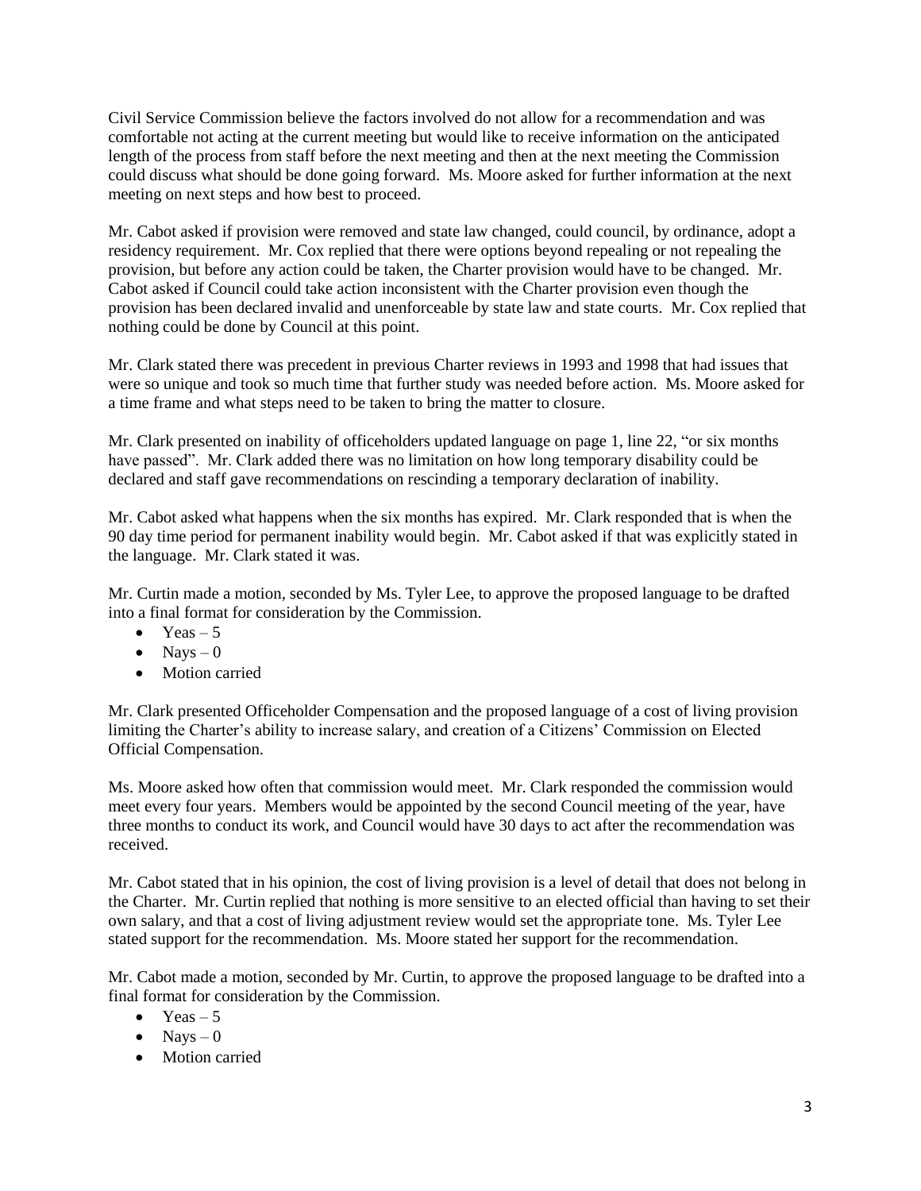Civil Service Commission believe the factors involved do not allow for a recommendation and was comfortable not acting at the current meeting but would like to receive information on the anticipated length of the process from staff before the next meeting and then at the next meeting the Commission could discuss what should be done going forward. Ms. Moore asked for further information at the next meeting on next steps and how best to proceed.

Mr. Cabot asked if provision were removed and state law changed, could council, by ordinance, adopt a residency requirement. Mr. Cox replied that there were options beyond repealing or not repealing the provision, but before any action could be taken, the Charter provision would have to be changed. Mr. Cabot asked if Council could take action inconsistent with the Charter provision even though the provision has been declared invalid and unenforceable by state law and state courts. Mr. Cox replied that nothing could be done by Council at this point.

Mr. Clark stated there was precedent in previous Charter reviews in 1993 and 1998 that had issues that were so unique and took so much time that further study was needed before action. Ms. Moore asked for a time frame and what steps need to be taken to bring the matter to closure.

Mr. Clark presented on inability of officeholders updated language on page 1, line 22, "or six months have passed". Mr. Clark added there was no limitation on how long temporary disability could be declared and staff gave recommendations on rescinding a temporary declaration of inability.

Mr. Cabot asked what happens when the six months has expired. Mr. Clark responded that is when the 90 day time period for permanent inability would begin. Mr. Cabot asked if that was explicitly stated in the language. Mr. Clark stated it was.

Mr. Curtin made a motion, seconded by Ms. Tyler Lee, to approve the proposed language to be drafted into a final format for consideration by the Commission.

- Yeas – 5
- Nays – 0
- Motion carried

Mr. Clark presented Officeholder Compensation and the proposed language of a cost of living provision limiting the Charter's ability to increase salary, and creation of a Citizens' Commission on Elected Official Compensation.

Ms. Moore asked how often that commission would meet. Mr. Clark responded the commission would meet every four years. Members would be appointed by the second Council meeting of the year, have three months to conduct its work, and Council would have 30 days to act after the recommendation was received.

Mr. Cabot stated that in his opinion, the cost of living provision is a level of detail that does not belong in the Charter. Mr. Curtin replied that nothing is more sensitive to an elected official than having to set their own salary, and that a cost of living adjustment review would set the appropriate tone. Ms. Tyler Lee stated support for the recommendation. Ms. Moore stated her support for the recommendation.

Mr. Cabot made a motion, seconded by Mr. Curtin, to approve the proposed language to be drafted into a final format for consideration by the Commission.

- Yeas – 5
- Nays – 0
- Motion carried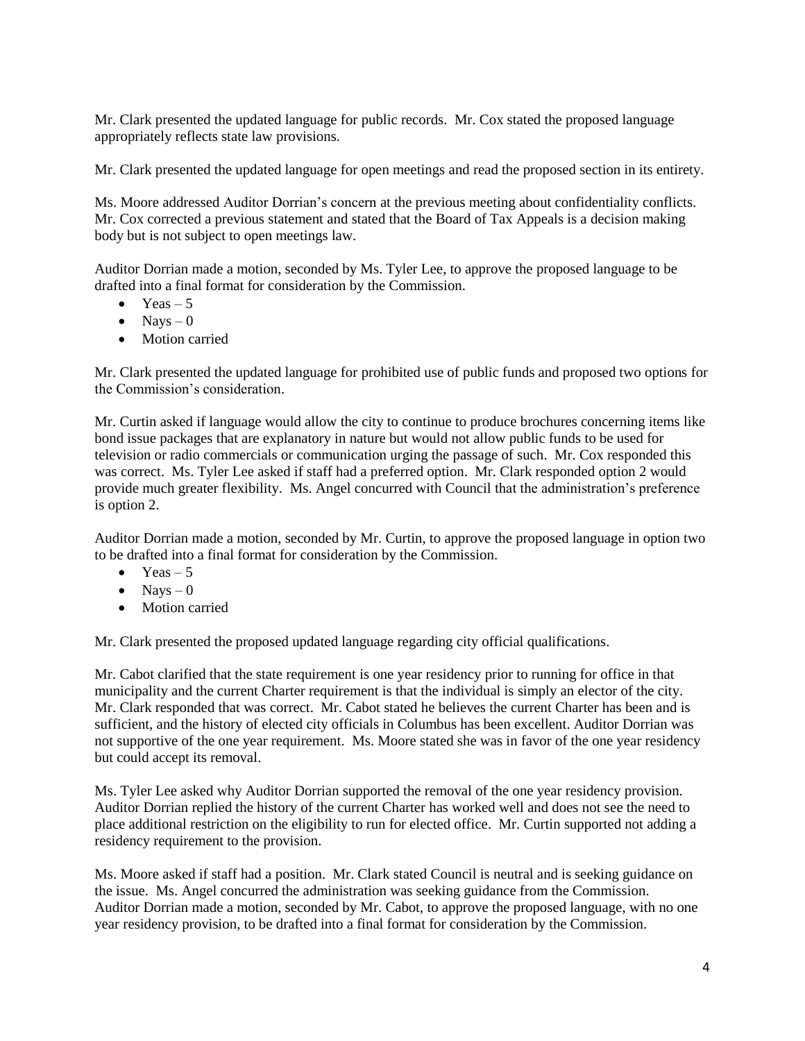Mr. Clark presented the updated language for public records. Mr. Cox stated the proposed language appropriately reflects state law provisions.

Mr. Clark presented the updated language for open meetings and read the proposed section in its entirety.

Ms. Moore addressed Auditor Dorrian's concern at the previous meeting about confidentiality conflicts. Mr. Cox corrected a previous statement and stated that the Board of Tax Appeals is a decision making body but is not subject to open meetings law.

Auditor Dorrian made a motion, seconded by Ms. Tyler Lee, to approve the proposed language to be drafted into a final format for consideration by the Commission.

- Yeas – 5
- Nays – 0
- Motion carried

Mr. Clark presented the updated language for prohibited use of public funds and proposed two options for the Commission's consideration.

Mr. Curtin asked if language would allow the city to continue to produce brochures concerning items like bond issue packages that are explanatory in nature but would not allow public funds to be used for television or radio commercials or communication urging the passage of such. Mr. Cox responded this was correct. Ms. Tyler Lee asked if staff had a preferred option. Mr. Clark responded option 2 would provide much greater flexibility. Ms. Angel concurred with Council that the administration's preference is option 2.

Auditor Dorrian made a motion, seconded by Mr. Curtin, to approve the proposed language in option two to be drafted into a final format for consideration by the Commission.

- Yeas – 5
- Nays – 0
- Motion carried

Mr. Clark presented the proposed updated language regarding city official qualifications.

Mr. Cabot clarified that the state requirement is one year residency prior to running for office in that municipality and the current Charter requirement is that the individual is simply an elector of the city. Mr. Clark responded that was correct. Mr. Cabot stated he believes the current Charter has been and is sufficient, and the history of elected city officials in Columbus has been excellent. Auditor Dorrian was not supportive of the one year requirement. Ms. Moore stated she was in favor of the one year residency but could accept its removal.

Ms. Tyler Lee asked why Auditor Dorrian supported the removal of the one year residency provision. Auditor Dorrian replied the history of the current Charter has worked well and does not see the need to place additional restriction on the eligibility to run for elected office. Mr. Curtin supported not adding a residency requirement to the provision.

Ms. Moore asked if staff had a position. Mr. Clark stated Council is neutral and is seeking guidance on the issue. Ms. Angel concurred the administration was seeking guidance from the Commission. Auditor Dorrian made a motion, seconded by Mr. Cabot, to approve the proposed language, with no one year residency provision, to be drafted into a final format for consideration by the Commission.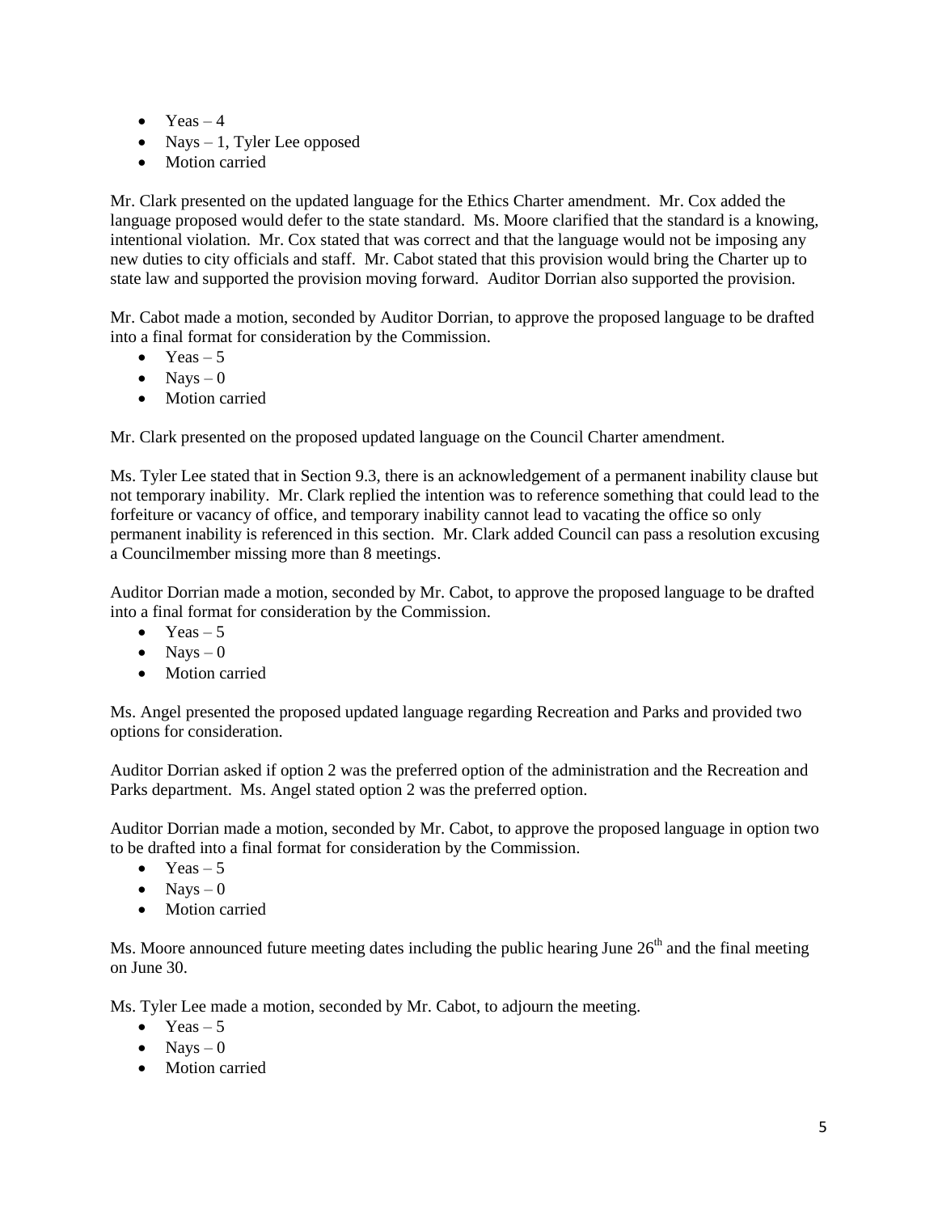- Yeas – 4
- Nays – 1, Tyler Lee opposed
- Motion carried

Mr. Clark presented on the updated language for the Ethics Charter amendment. Mr. Cox added the language proposed would defer to the state standard. Ms. Moore clarified that the standard is a knowing, intentional violation. Mr. Cox stated that was correct and that the language would not be imposing any new duties to city officials and staff. Mr. Cabot stated that this provision would bring the Charter up to state law and supported the provision moving forward. Auditor Dorrian also supported the provision.

Mr. Cabot made a motion, seconded by Auditor Dorrian, to approve the proposed language to be drafted into a final format for consideration by the Commission.

- Yeas – 5
- Nays – 0
- Motion carried

Mr. Clark presented on the proposed updated language on the Council Charter amendment.

Ms. Tyler Lee stated that in Section 9.3, there is an acknowledgement of a permanent inability clause but not temporary inability. Mr. Clark replied the intention was to reference something that could lead to the forfeiture or vacancy of office, and temporary inability cannot lead to vacating the office so only permanent inability is referenced in this section. Mr. Clark added Council can pass a resolution excusing a Councilmember missing more than 8 meetings.

Auditor Dorrian made a motion, seconded by Mr. Cabot, to approve the proposed language to be drafted into a final format for consideration by the Commission.

- Yeas – 5
- Nays – 0
- Motion carried

Ms. Angel presented the proposed updated language regarding Recreation and Parks and provided two options for consideration.

Auditor Dorrian asked if option 2 was the preferred option of the administration and the Recreation and Parks department. Ms. Angel stated option 2 was the preferred option.

Auditor Dorrian made a motion, seconded by Mr. Cabot, to approve the proposed language in option two to be drafted into a final format for consideration by the Commission.

- Yeas – 5
- Nays – 0
- Motion carried

Ms. Moore announced future meeting dates including the public hearing June 26th and the final meeting on June 30.

Ms. Tyler Lee made a motion, seconded by Mr. Cabot, to adjourn the meeting.

- Yeas – 5
- Nays – 0
- Motion carried